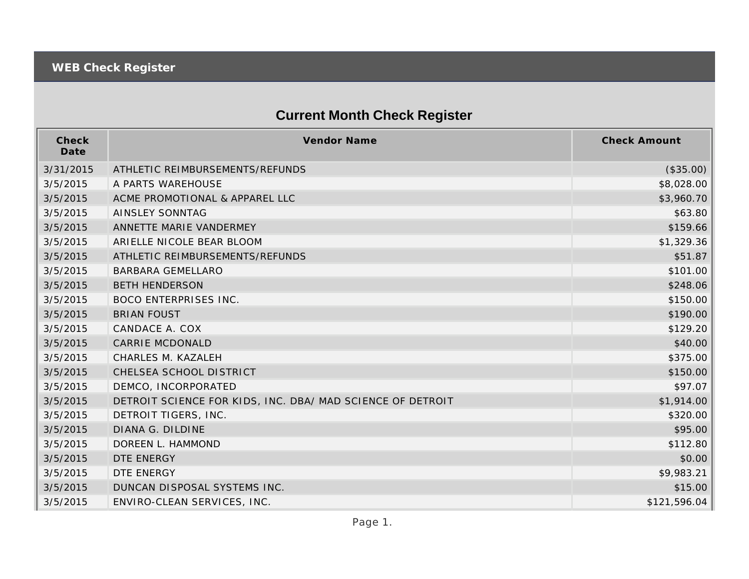# WEB Check Register

## Current Month Check Register

| Check Date | Vendor Name | Check Amount |
|---|---|---|
| 3/31/2015 | ATHLETIC REIMBURSEMENTS/REFUNDS | ($35.00) |
| 3/5/2015 | A PARTS WAREHOUSE | $8,028.00 |
| 3/5/2015 | ACME PROMOTIONAL & APPAREL LLC | $3,960.70 |
| 3/5/2015 | AINSLEY SONNTAG | $63.80 |
| 3/5/2015 | ANNETTE MARIE VANDERMEY | $159.66 |
| 3/5/2015 | ARIELLE NICOLE BEAR BLOOM | $1,329.36 |
| 3/5/2015 | ATHLETIC REIMBURSEMENTS/REFUNDS | $51.87 |
| 3/5/2015 | BARBARA GEMELLARO | $101.00 |
| 3/5/2015 | BETH HENDERSON | $248.06 |
| 3/5/2015 | BOCO ENTERPRISES INC. | $150.00 |
| 3/5/2015 | BRIAN FOUST | $190.00 |
| 3/5/2015 | CANDACE A. COX | $129.20 |
| 3/5/2015 | CARRIE MCDONALD | $40.00 |
| 3/5/2015 | CHARLES M. KAZALEH | $375.00 |
| 3/5/2015 | CHELSEA SCHOOL DISTRICT | $150.00 |
| 3/5/2015 | DEMCO, INCORPORATED | $97.07 |
| 3/5/2015 | DETROIT SCIENCE FOR KIDS, INC. DBA/ MAD SCIENCE OF DETROIT | $1,914.00 |
| 3/5/2015 | DETROIT TIGERS, INC. | $320.00 |
| 3/5/2015 | DIANA G. DILDINE | $95.00 |
| 3/5/2015 | DOREEN L. HAMMOND | $112.80 |
| 3/5/2015 | DTE ENERGY | $0.00 |
| 3/5/2015 | DTE ENERGY | $9,983.21 |
| 3/5/2015 | DUNCAN DISPOSAL SYSTEMS INC. | $15.00 |
| 3/5/2015 | ENVIRO-CLEAN SERVICES, INC. | $121,596.04 |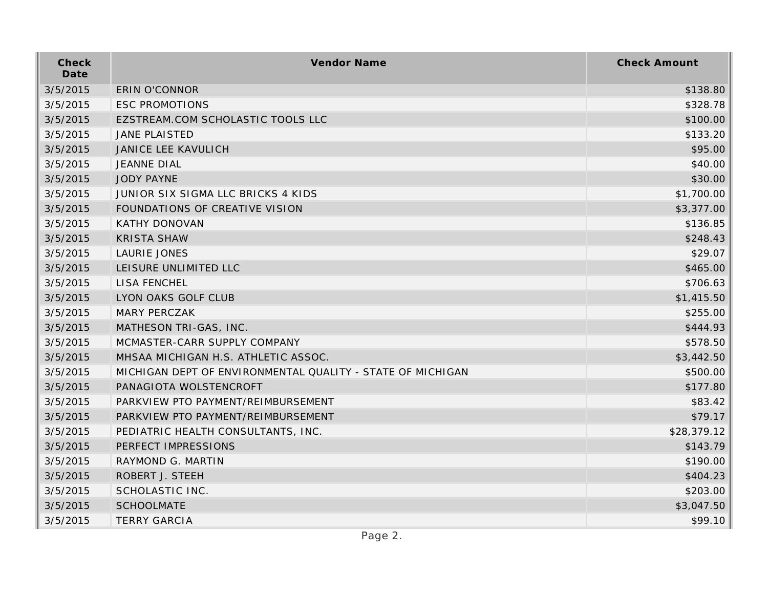| Check Date | Vendor Name | Check Amount |
| --- | --- | --- |
| 3/5/2015 | ERIN O'CONNOR | $138.80 |
| 3/5/2015 | ESC PROMOTIONS | $328.78 |
| 3/5/2015 | EZSTREAM.COM SCHOLASTIC TOOLS LLC | $100.00 |
| 3/5/2015 | JANE PLAISTED | $133.20 |
| 3/5/2015 | JANICE LEE KAVULICH | $95.00 |
| 3/5/2015 | JEANNE DIAL | $40.00 |
| 3/5/2015 | JODY PAYNE | $30.00 |
| 3/5/2015 | JUNIOR SIX SIGMA LLC BRICKS 4 KIDS | $1,700.00 |
| 3/5/2015 | FOUNDATIONS OF CREATIVE VISION | $3,377.00 |
| 3/5/2015 | KATHY DONOVAN | $136.85 |
| 3/5/2015 | KRISTA SHAW | $248.43 |
| 3/5/2015 | LAURIE JONES | $29.07 |
| 3/5/2015 | LEISURE UNLIMITED LLC | $465.00 |
| 3/5/2015 | LISA FENCHEL | $706.63 |
| 3/5/2015 | LYON OAKS GOLF CLUB | $1,415.50 |
| 3/5/2015 | MARY PERCZAK | $255.00 |
| 3/5/2015 | MATHESON TRI-GAS, INC. | $444.93 |
| 3/5/2015 | MCMASTER-CARR SUPPLY COMPANY | $578.50 |
| 3/5/2015 | MHSAA MICHIGAN H.S. ATHLETIC ASSOC. | $3,442.50 |
| 3/5/2015 | MICHIGAN DEPT OF ENVIRONMENTAL QUALITY - STATE OF MICHIGAN | $500.00 |
| 3/5/2015 | PANAGIOTA WOLSTENCROFT | $177.80 |
| 3/5/2015 | PARKVIEW PTO PAYMENT/REIMBURSEMENT | $83.42 |
| 3/5/2015 | PARKVIEW PTO PAYMENT/REIMBURSEMENT | $79.17 |
| 3/5/2015 | PEDIATRIC HEALTH CONSULTANTS, INC. | $28,379.12 |
| 3/5/2015 | PERFECT IMPRESSIONS | $143.79 |
| 3/5/2015 | RAYMOND G. MARTIN | $190.00 |
| 3/5/2015 | ROBERT J. STEEH | $404.23 |
| 3/5/2015 | SCHOLASTIC INC. | $203.00 |
| 3/5/2015 | SCHOOLMATE | $3,047.50 |
| 3/5/2015 | TERRY GARCIA | $99.10 |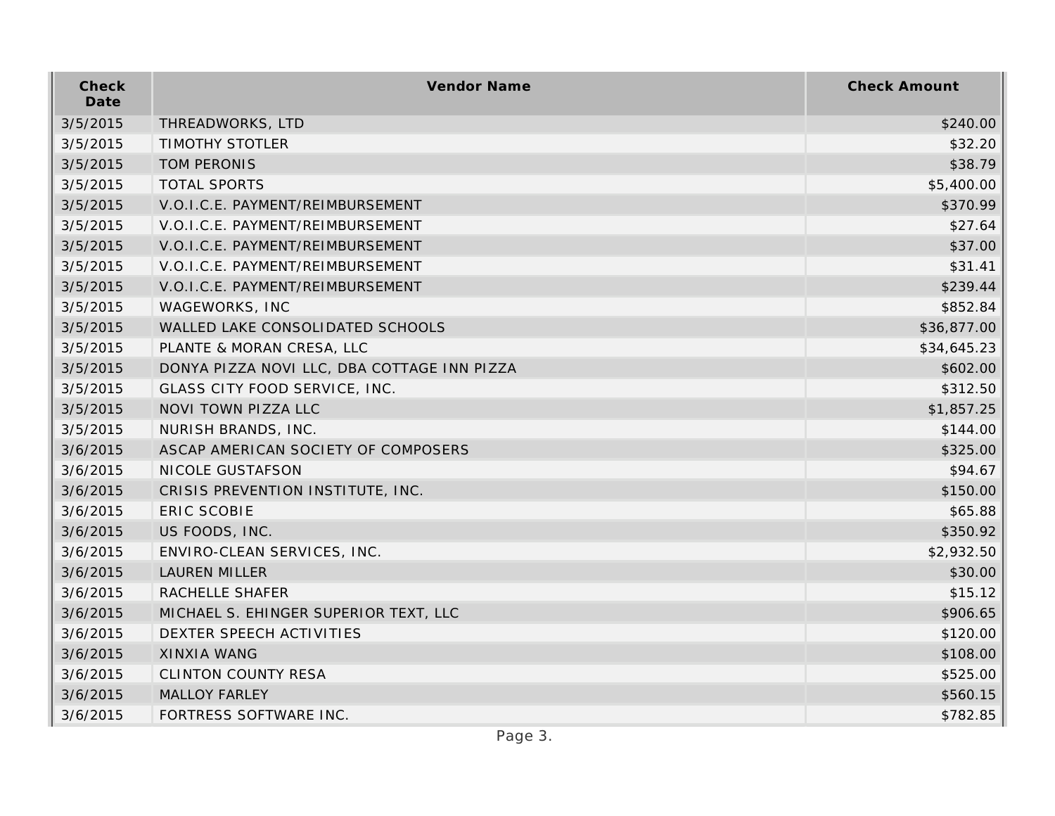| Check Date | Vendor Name | Check Amount |
| --- | --- | --- |
| 3/5/2015 | THREADWORKS, LTD | $240.00 |
| 3/5/2015 | TIMOTHY STOTLER | $32.20 |
| 3/5/2015 | TOM PERONIS | $38.79 |
| 3/5/2015 | TOTAL SPORTS | $5,400.00 |
| 3/5/2015 | V.O.I.C.E. PAYMENT/REIMBURSEMENT | $370.99 |
| 3/5/2015 | V.O.I.C.E. PAYMENT/REIMBURSEMENT | $27.64 |
| 3/5/2015 | V.O.I.C.E. PAYMENT/REIMBURSEMENT | $37.00 |
| 3/5/2015 | V.O.I.C.E. PAYMENT/REIMBURSEMENT | $31.41 |
| 3/5/2015 | V.O.I.C.E. PAYMENT/REIMBURSEMENT | $239.44 |
| 3/5/2015 | WAGEWORKS, INC | $852.84 |
| 3/5/2015 | WALLED LAKE CONSOLIDATED SCHOOLS | $36,877.00 |
| 3/5/2015 | PLANTE & MORAN CRESA, LLC | $34,645.23 |
| 3/5/2015 | DONYA PIZZA NOVI LLC, DBA COTTAGE INN PIZZA | $602.00 |
| 3/5/2015 | GLASS CITY FOOD SERVICE, INC. | $312.50 |
| 3/5/2015 | NOVI TOWN PIZZA LLC | $1,857.25 |
| 3/5/2015 | NURISH BRANDS, INC. | $144.00 |
| 3/6/2015 | ASCAP AMERICAN SOCIETY OF COMPOSERS | $325.00 |
| 3/6/2015 | NICOLE GUSTAFSON | $94.67 |
| 3/6/2015 | CRISIS PREVENTION INSTITUTE, INC. | $150.00 |
| 3/6/2015 | ERIC SCOBIE | $65.88 |
| 3/6/2015 | US FOODS, INC. | $350.92 |
| 3/6/2015 | ENVIRO-CLEAN SERVICES, INC. | $2,932.50 |
| 3/6/2015 | LAUREN MILLER | $30.00 |
| 3/6/2015 | RACHELLE SHAFER | $15.12 |
| 3/6/2015 | MICHAEL S. EHINGER SUPERIOR TEXT, LLC | $906.65 |
| 3/6/2015 | DEXTER SPEECH ACTIVITIES | $120.00 |
| 3/6/2015 | XINXIA WANG | $108.00 |
| 3/6/2015 | CLINTON COUNTY RESA | $525.00 |
| 3/6/2015 | MALLOY FARLEY | $560.15 |
| 3/6/2015 | FORTRESS SOFTWARE INC. | $782.85 |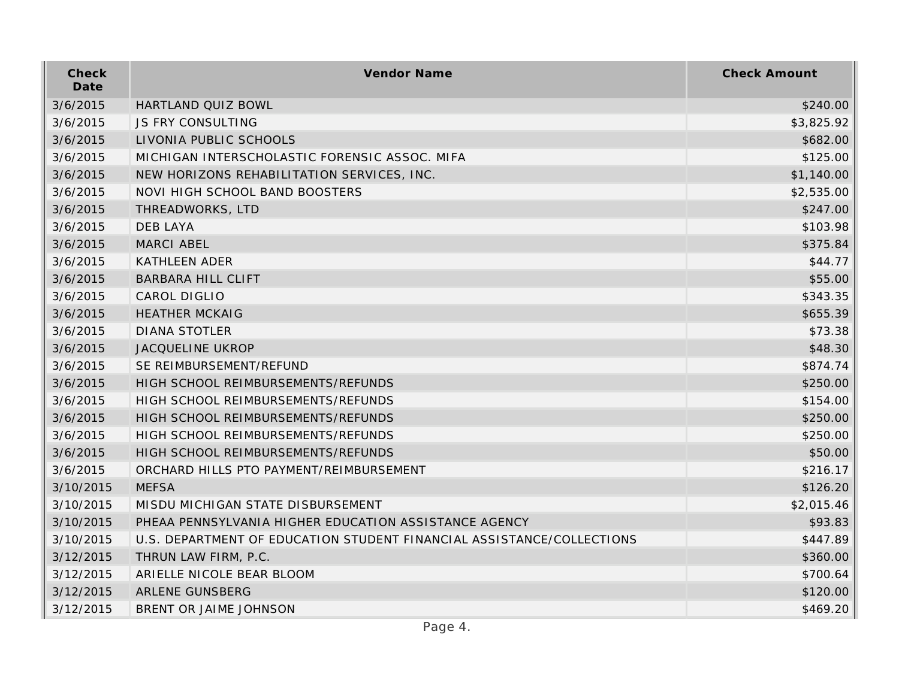| Check Date | Vendor Name | Check Amount |
|---|---|---|
| 3/6/2015 | HARTLAND QUIZ BOWL | $240.00 |
| 3/6/2015 | JS FRY CONSULTING | $3,825.92 |
| 3/6/2015 | LIVONIA PUBLIC SCHOOLS | $682.00 |
| 3/6/2015 | MICHIGAN INTERSCHOLASTIC FORENSIC ASSOC. MIFA | $125.00 |
| 3/6/2015 | NEW HORIZONS REHABILITATION SERVICES, INC. | $1,140.00 |
| 3/6/2015 | NOVI HIGH SCHOOL BAND BOOSTERS | $2,535.00 |
| 3/6/2015 | THREADWORKS, LTD | $247.00 |
| 3/6/2015 | DEB LAYA | $103.98 |
| 3/6/2015 | MARCI ABEL | $375.84 |
| 3/6/2015 | KATHLEEN ADER | $44.77 |
| 3/6/2015 | BARBARA HILL CLIFT | $55.00 |
| 3/6/2015 | CAROL DIGLIO | $343.35 |
| 3/6/2015 | HEATHER MCKAIG | $655.39 |
| 3/6/2015 | DIANA STOTLER | $73.38 |
| 3/6/2015 | JACQUELINE UKROP | $48.30 |
| 3/6/2015 | SE REIMBURSEMENT/REFUND | $874.74 |
| 3/6/2015 | HIGH SCHOOL REIMBURSEMENTS/REFUNDS | $250.00 |
| 3/6/2015 | HIGH SCHOOL REIMBURSEMENTS/REFUNDS | $154.00 |
| 3/6/2015 | HIGH SCHOOL REIMBURSEMENTS/REFUNDS | $250.00 |
| 3/6/2015 | HIGH SCHOOL REIMBURSEMENTS/REFUNDS | $250.00 |
| 3/6/2015 | HIGH SCHOOL REIMBURSEMENTS/REFUNDS | $50.00 |
| 3/6/2015 | ORCHARD HILLS PTO PAYMENT/REIMBURSEMENT | $216.17 |
| 3/10/2015 | MEFSA | $126.20 |
| 3/10/2015 | MISDU MICHIGAN STATE DISBURSEMENT | $2,015.46 |
| 3/10/2015 | PHEAA PENNSYLVANIA HIGHER EDUCATION ASSISTANCE AGENCY | $93.83 |
| 3/10/2015 | U.S. DEPARTMENT OF EDUCATION STUDENT FINANCIAL ASSISTANCE/COLLECTIONS | $447.89 |
| 3/12/2015 | THRUN LAW FIRM, P.C. | $360.00 |
| 3/12/2015 | ARIELLE NICOLE BEAR BLOOM | $700.64 |
| 3/12/2015 | ARLENE GUNSBERG | $120.00 |
| 3/12/2015 | BRENT OR JAIME JOHNSON | $469.20 |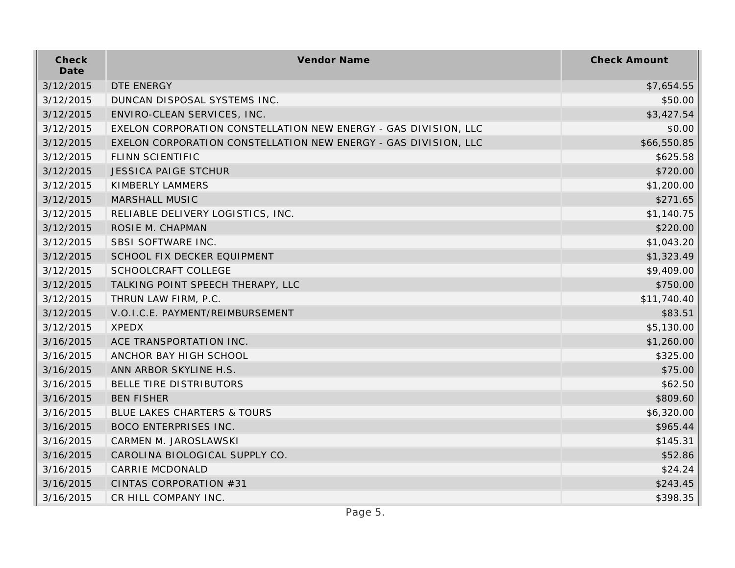| Check Date | Vendor Name | Check Amount |
| --- | --- | --- |
| 3/12/2015 | DTE ENERGY | $7,654.55 |
| 3/12/2015 | DUNCAN DISPOSAL SYSTEMS INC. | $50.00 |
| 3/12/2015 | ENVIRO-CLEAN SERVICES, INC. | $3,427.54 |
| 3/12/2015 | EXELON CORPORATION CONSTELLATION NEW ENERGY - GAS DIVISION, LLC | $0.00 |
| 3/12/2015 | EXELON CORPORATION CONSTELLATION NEW ENERGY - GAS DIVISION, LLC | $66,550.85 |
| 3/12/2015 | FLINN SCIENTIFIC | $625.58 |
| 3/12/2015 | JESSICA PAIGE STCHUR | $720.00 |
| 3/12/2015 | KIMBERLY LAMMERS | $1,200.00 |
| 3/12/2015 | MARSHALL MUSIC | $271.65 |
| 3/12/2015 | RELIABLE DELIVERY LOGISTICS, INC. | $1,140.75 |
| 3/12/2015 | ROSIE M. CHAPMAN | $220.00 |
| 3/12/2015 | SBSI SOFTWARE INC. | $1,043.20 |
| 3/12/2015 | SCHOOL FIX DECKER EQUIPMENT | $1,323.49 |
| 3/12/2015 | SCHOOLCRAFT COLLEGE | $9,409.00 |
| 3/12/2015 | TALKING POINT SPEECH THERAPY, LLC | $750.00 |
| 3/12/2015 | THRUN LAW FIRM, P.C. | $11,740.40 |
| 3/12/2015 | V.O.I.C.E. PAYMENT/REIMBURSEMENT | $83.51 |
| 3/12/2015 | XPEDX | $5,130.00 |
| 3/16/2015 | ACE TRANSPORTATION INC. | $1,260.00 |
| 3/16/2015 | ANCHOR BAY HIGH SCHOOL | $325.00 |
| 3/16/2015 | ANN ARBOR SKYLINE H.S. | $75.00 |
| 3/16/2015 | BELLE TIRE DISTRIBUTORS | $62.50 |
| 3/16/2015 | BEN FISHER | $809.60 |
| 3/16/2015 | BLUE LAKES CHARTERS & TOURS | $6,320.00 |
| 3/16/2015 | BOCO ENTERPRISES INC. | $965.44 |
| 3/16/2015 | CARMEN M. JAROSLAWSKI | $145.31 |
| 3/16/2015 | CAROLINA BIOLOGICAL SUPPLY CO. | $52.86 |
| 3/16/2015 | CARRIE MCDONALD | $24.24 |
| 3/16/2015 | CINTAS CORPORATION #31 | $243.45 |
| 3/16/2015 | CR HILL COMPANY INC. | $398.35 |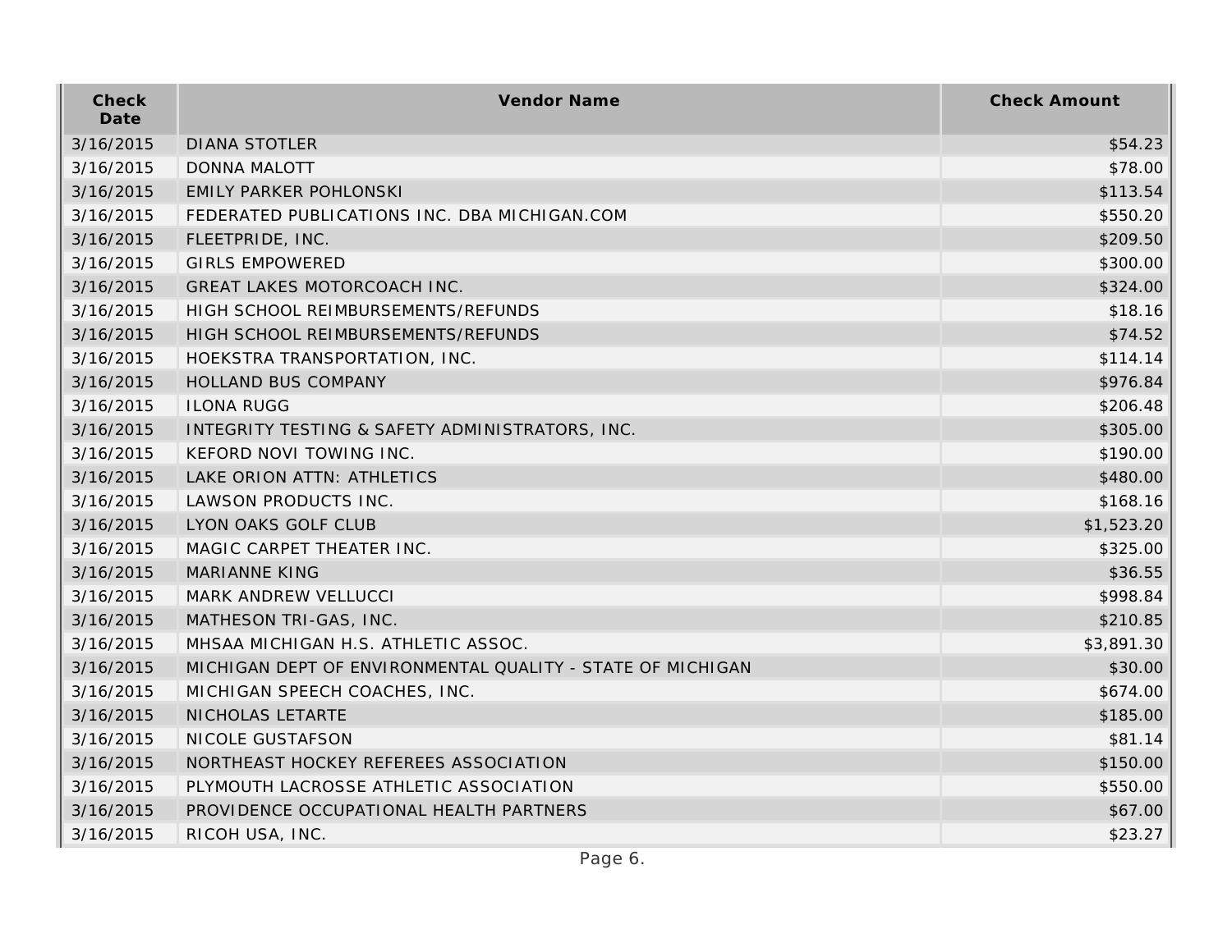| Check Date | Vendor Name | Check Amount |
| --- | --- | --- |
| 3/16/2015 | DIANA STOTLER | $54.23 |
| 3/16/2015 | DONNA MALOTT | $78.00 |
| 3/16/2015 | EMILY PARKER POHLONSKI | $113.54 |
| 3/16/2015 | FEDERATED PUBLICATIONS INC. DBA MICHIGAN.COM | $550.20 |
| 3/16/2015 | FLEETPRIDE, INC. | $209.50 |
| 3/16/2015 | GIRLS EMPOWERED | $300.00 |
| 3/16/2015 | GREAT LAKES MOTORCOACH INC. | $324.00 |
| 3/16/2015 | HIGH SCHOOL REIMBURSEMENTS/REFUNDS | $18.16 |
| 3/16/2015 | HIGH SCHOOL REIMBURSEMENTS/REFUNDS | $74.52 |
| 3/16/2015 | HOEKSTRA TRANSPORTATION, INC. | $114.14 |
| 3/16/2015 | HOLLAND BUS COMPANY | $976.84 |
| 3/16/2015 | ILONA RUGG | $206.48 |
| 3/16/2015 | INTEGRITY TESTING & SAFETY ADMINISTRATORS, INC. | $305.00 |
| 3/16/2015 | KEFORD NOVI TOWING INC. | $190.00 |
| 3/16/2015 | LAKE ORION ATTN: ATHLETICS | $480.00 |
| 3/16/2015 | LAWSON PRODUCTS INC. | $168.16 |
| 3/16/2015 | LYON OAKS GOLF CLUB | $1,523.20 |
| 3/16/2015 | MAGIC CARPET THEATER INC. | $325.00 |
| 3/16/2015 | MARIANNE KING | $36.55 |
| 3/16/2015 | MARK ANDREW VELLUCCI | $998.84 |
| 3/16/2015 | MATHESON TRI-GAS, INC. | $210.85 |
| 3/16/2015 | MHSAA MICHIGAN H.S. ATHLETIC ASSOC. | $3,891.30 |
| 3/16/2015 | MICHIGAN DEPT OF ENVIRONMENTAL QUALITY - STATE OF MICHIGAN | $30.00 |
| 3/16/2015 | MICHIGAN SPEECH COACHES, INC. | $674.00 |
| 3/16/2015 | NICHOLAS LETARTE | $185.00 |
| 3/16/2015 | NICOLE GUSTAFSON | $81.14 |
| 3/16/2015 | NORTHEAST HOCKEY REFEREES ASSOCIATION | $150.00 |
| 3/16/2015 | PLYMOUTH LACROSSE ATHLETIC ASSOCIATION | $550.00 |
| 3/16/2015 | PROVIDENCE OCCUPATIONAL HEALTH PARTNERS | $67.00 |
| 3/16/2015 | RICOH USA, INC. | $23.27 |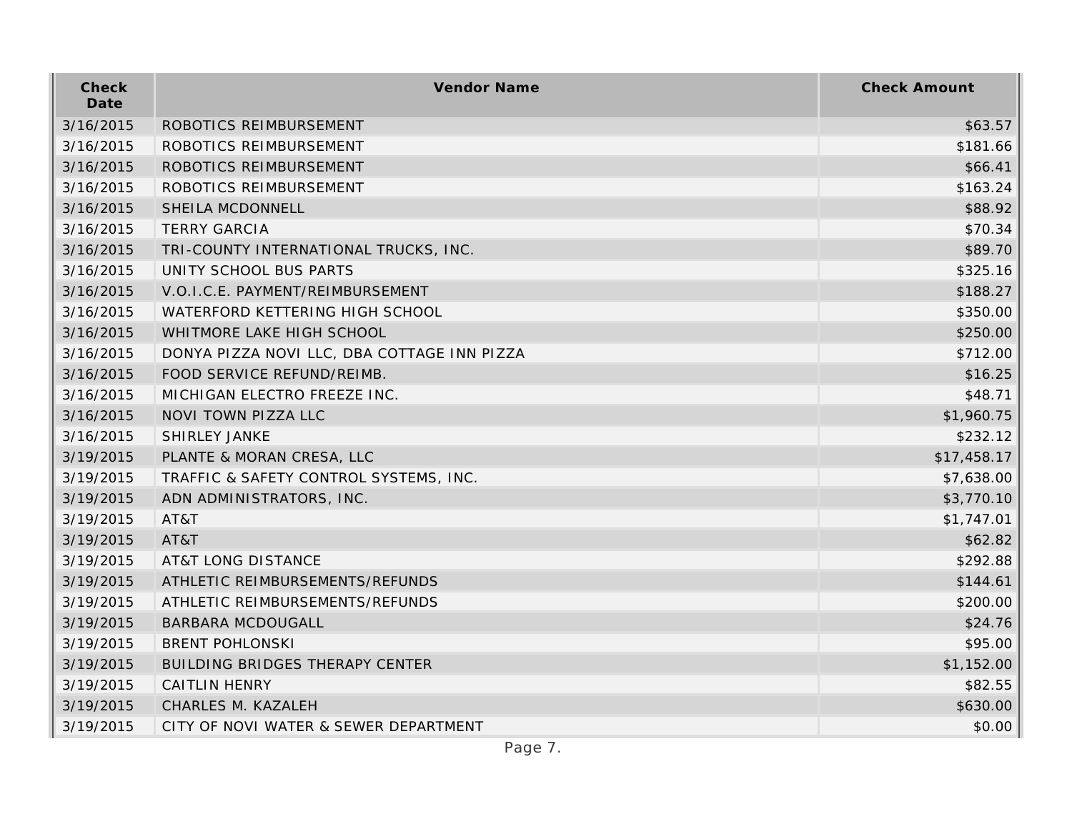| Check Date | Vendor Name | Check Amount |
| --- | --- | --- |
| 3/16/2015 | ROBOTICS REIMBURSEMENT | $63.57 |
| 3/16/2015 | ROBOTICS REIMBURSEMENT | $181.66 |
| 3/16/2015 | ROBOTICS REIMBURSEMENT | $66.41 |
| 3/16/2015 | ROBOTICS REIMBURSEMENT | $163.24 |
| 3/16/2015 | SHEILA MCDONNELL | $88.92 |
| 3/16/2015 | TERRY GARCIA | $70.34 |
| 3/16/2015 | TRI-COUNTY INTERNATIONAL TRUCKS, INC. | $89.70 |
| 3/16/2015 | UNITY SCHOOL BUS PARTS | $325.16 |
| 3/16/2015 | V.O.I.C.E. PAYMENT/REIMBURSEMENT | $188.27 |
| 3/16/2015 | WATERFORD KETTERING HIGH SCHOOL | $350.00 |
| 3/16/2015 | WHITMORE LAKE HIGH SCHOOL | $250.00 |
| 3/16/2015 | DONYA PIZZA NOVI LLC, DBA COTTAGE INN PIZZA | $712.00 |
| 3/16/2015 | FOOD SERVICE REFUND/REIMB. | $16.25 |
| 3/16/2015 | MICHIGAN ELECTRO FREEZE INC. | $48.71 |
| 3/16/2015 | NOVI TOWN PIZZA LLC | $1,960.75 |
| 3/16/2015 | SHIRLEY JANKE | $232.12 |
| 3/19/2015 | PLANTE & MORAN CRESA, LLC | $17,458.17 |
| 3/19/2015 | TRAFFIC & SAFETY CONTROL SYSTEMS, INC. | $7,638.00 |
| 3/19/2015 | ADN ADMINISTRATORS, INC. | $3,770.10 |
| 3/19/2015 | AT&T | $1,747.01 |
| 3/19/2015 | AT&T | $62.82 |
| 3/19/2015 | AT&T LONG DISTANCE | $292.88 |
| 3/19/2015 | ATHLETIC REIMBURSEMENTS/REFUNDS | $144.61 |
| 3/19/2015 | ATHLETIC REIMBURSEMENTS/REFUNDS | $200.00 |
| 3/19/2015 | BARBARA MCDOUGALL | $24.76 |
| 3/19/2015 | BRENT POHLONSKI | $95.00 |
| 3/19/2015 | BUILDING BRIDGES THERAPY CENTER | $1,152.00 |
| 3/19/2015 | CAITLIN HENRY | $82.55 |
| 3/19/2015 | CHARLES M. KAZALEH | $630.00 |
| 3/19/2015 | CITY OF NOVI WATER & SEWER DEPARTMENT | $0.00 |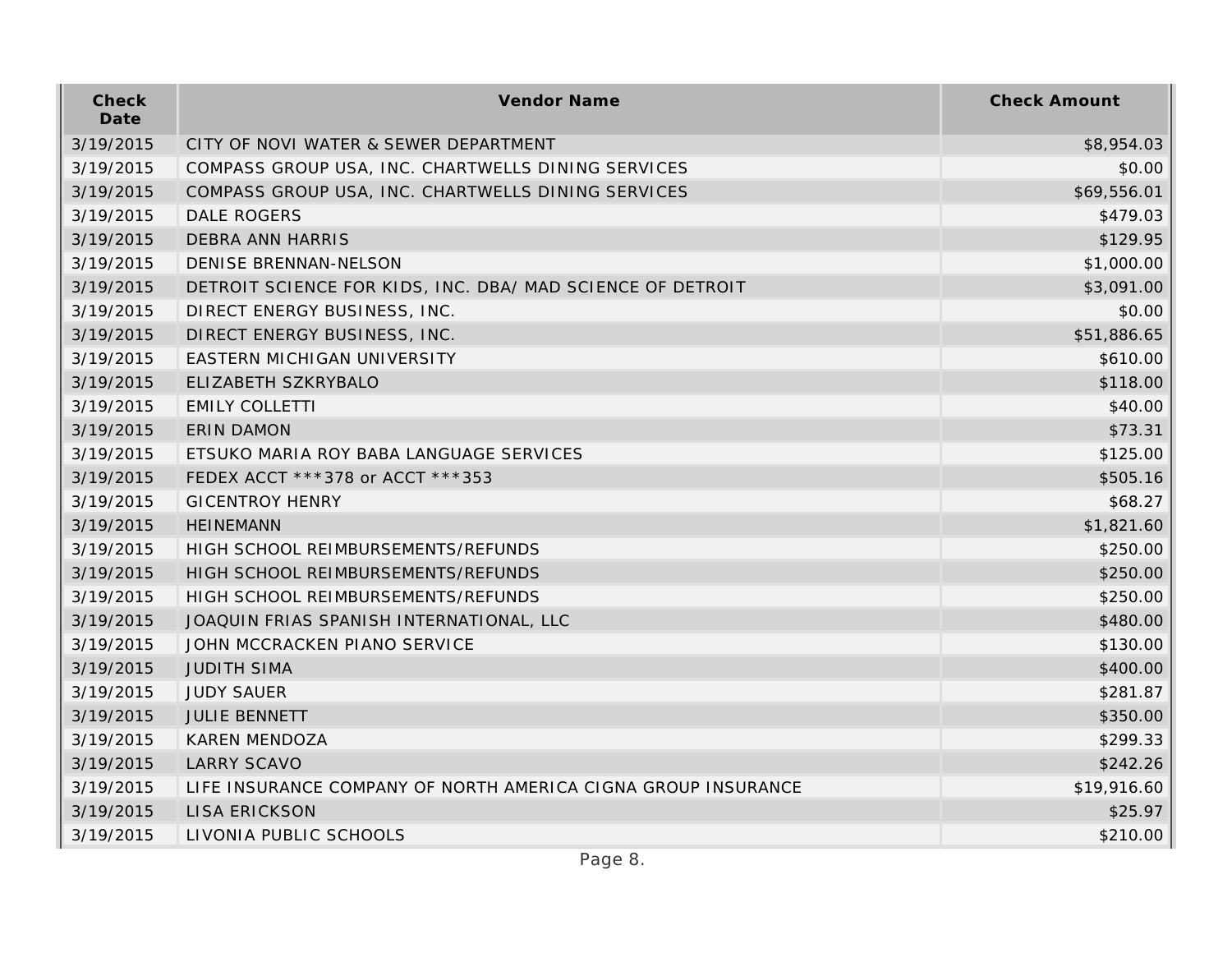| Check Date | Vendor Name | Check Amount |
|---|---|---|
| 3/19/2015 | CITY OF NOVI WATER & SEWER DEPARTMENT | $8,954.03 |
| 3/19/2015 | COMPASS GROUP USA, INC. CHARTWELLS DINING SERVICES | $0.00 |
| 3/19/2015 | COMPASS GROUP USA, INC. CHARTWELLS DINING SERVICES | $69,556.01 |
| 3/19/2015 | DALE ROGERS | $479.03 |
| 3/19/2015 | DEBRA ANN HARRIS | $129.95 |
| 3/19/2015 | DENISE BRENNAN-NELSON | $1,000.00 |
| 3/19/2015 | DETROIT SCIENCE FOR KIDS, INC. DBA/ MAD SCIENCE OF DETROIT | $3,091.00 |
| 3/19/2015 | DIRECT ENERGY BUSINESS, INC. | $0.00 |
| 3/19/2015 | DIRECT ENERGY BUSINESS, INC. | $51,886.65 |
| 3/19/2015 | EASTERN MICHIGAN UNIVERSITY | $610.00 |
| 3/19/2015 | ELIZABETH SZKRYBALO | $118.00 |
| 3/19/2015 | EMILY COLLETTI | $40.00 |
| 3/19/2015 | ERIN DAMON | $73.31 |
| 3/19/2015 | ETSUKO MARIA ROY BABA LANGUAGE SERVICES | $125.00 |
| 3/19/2015 | FEDEX ACCT ***378 or ACCT ***353 | $505.16 |
| 3/19/2015 | GICENTROY HENRY | $68.27 |
| 3/19/2015 | HEINEMANN | $1,821.60 |
| 3/19/2015 | HIGH SCHOOL REIMBURSEMENTS/REFUNDS | $250.00 |
| 3/19/2015 | HIGH SCHOOL REIMBURSEMENTS/REFUNDS | $250.00 |
| 3/19/2015 | HIGH SCHOOL REIMBURSEMENTS/REFUNDS | $250.00 |
| 3/19/2015 | JOAQUIN FRIAS SPANISH INTERNATIONAL, LLC | $480.00 |
| 3/19/2015 | JOHN MCCRACKEN PIANO SERVICE | $130.00 |
| 3/19/2015 | JUDITH SIMA | $400.00 |
| 3/19/2015 | JUDY SAUER | $281.87 |
| 3/19/2015 | JULIE BENNETT | $350.00 |
| 3/19/2015 | KAREN MENDOZA | $299.33 |
| 3/19/2015 | LARRY SCAVO | $242.26 |
| 3/19/2015 | LIFE INSURANCE COMPANY OF NORTH AMERICA CIGNA GROUP INSURANCE | $19,916.60 |
| 3/19/2015 | LISA ERICKSON | $25.97 |
| 3/19/2015 | LIVONIA PUBLIC SCHOOLS | $210.00 |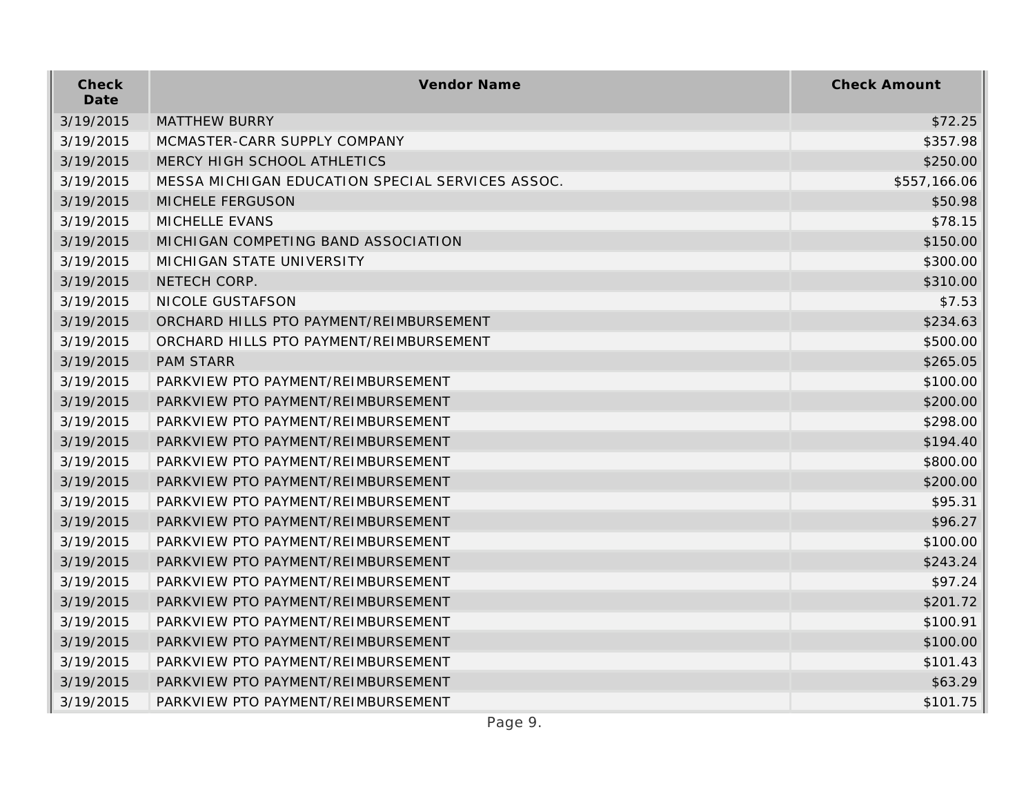| Check Date | Vendor Name | Check Amount |
| --- | --- | --- |
| 3/19/2015 | MATTHEW BURRY | $72.25 |
| 3/19/2015 | MCMASTER-CARR SUPPLY COMPANY | $357.98 |
| 3/19/2015 | MERCY HIGH SCHOOL ATHLETICS | $250.00 |
| 3/19/2015 | MESSA MICHIGAN EDUCATION SPECIAL SERVICES ASSOC. | $557,166.06 |
| 3/19/2015 | MICHELE FERGUSON | $50.98 |
| 3/19/2015 | MICHELLE EVANS | $78.15 |
| 3/19/2015 | MICHIGAN COMPETING BAND ASSOCIATION | $150.00 |
| 3/19/2015 | MICHIGAN STATE UNIVERSITY | $300.00 |
| 3/19/2015 | NETECH CORP. | $310.00 |
| 3/19/2015 | NICOLE GUSTAFSON | $7.53 |
| 3/19/2015 | ORCHARD HILLS PTO PAYMENT/REIMBURSEMENT | $234.63 |
| 3/19/2015 | ORCHARD HILLS PTO PAYMENT/REIMBURSEMENT | $500.00 |
| 3/19/2015 | PAM STARR | $265.05 |
| 3/19/2015 | PARKVIEW PTO PAYMENT/REIMBURSEMENT | $100.00 |
| 3/19/2015 | PARKVIEW PTO PAYMENT/REIMBURSEMENT | $200.00 |
| 3/19/2015 | PARKVIEW PTO PAYMENT/REIMBURSEMENT | $298.00 |
| 3/19/2015 | PARKVIEW PTO PAYMENT/REIMBURSEMENT | $194.40 |
| 3/19/2015 | PARKVIEW PTO PAYMENT/REIMBURSEMENT | $800.00 |
| 3/19/2015 | PARKVIEW PTO PAYMENT/REIMBURSEMENT | $200.00 |
| 3/19/2015 | PARKVIEW PTO PAYMENT/REIMBURSEMENT | $95.31 |
| 3/19/2015 | PARKVIEW PTO PAYMENT/REIMBURSEMENT | $96.27 |
| 3/19/2015 | PARKVIEW PTO PAYMENT/REIMBURSEMENT | $100.00 |
| 3/19/2015 | PARKVIEW PTO PAYMENT/REIMBURSEMENT | $243.24 |
| 3/19/2015 | PARKVIEW PTO PAYMENT/REIMBURSEMENT | $97.24 |
| 3/19/2015 | PARKVIEW PTO PAYMENT/REIMBURSEMENT | $201.72 |
| 3/19/2015 | PARKVIEW PTO PAYMENT/REIMBURSEMENT | $100.91 |
| 3/19/2015 | PARKVIEW PTO PAYMENT/REIMBURSEMENT | $100.00 |
| 3/19/2015 | PARKVIEW PTO PAYMENT/REIMBURSEMENT | $101.43 |
| 3/19/2015 | PARKVIEW PTO PAYMENT/REIMBURSEMENT | $63.29 |
| 3/19/2015 | PARKVIEW PTO PAYMENT/REIMBURSEMENT | $101.75 |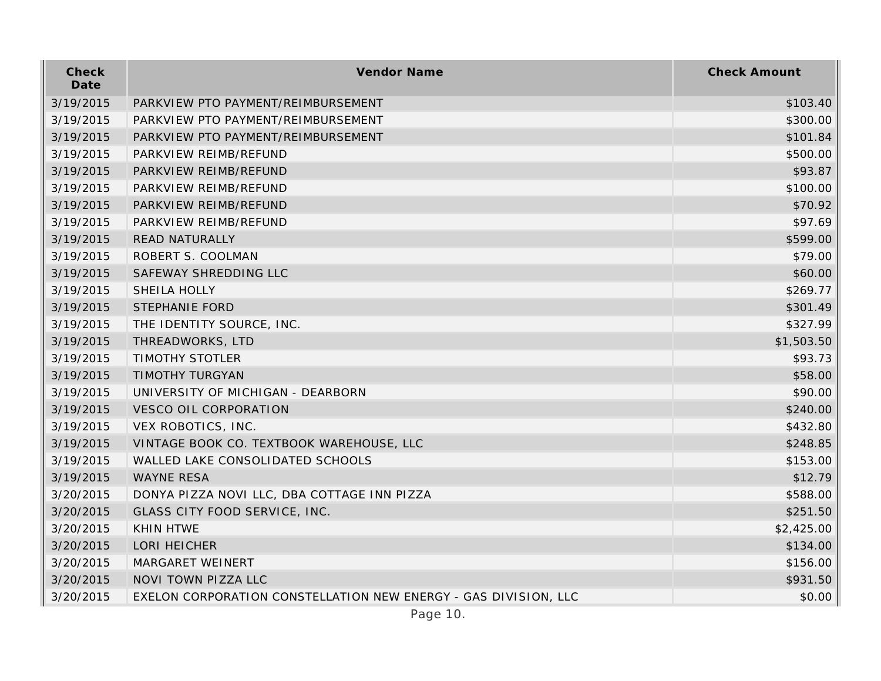| Check Date | Vendor Name | Check Amount |
|---|---|---|
| 3/19/2015 | PARKVIEW PTO PAYMENT/REIMBURSEMENT | $103.40 |
| 3/19/2015 | PARKVIEW PTO PAYMENT/REIMBURSEMENT | $300.00 |
| 3/19/2015 | PARKVIEW PTO PAYMENT/REIMBURSEMENT | $101.84 |
| 3/19/2015 | PARKVIEW REIMB/REFUND | $500.00 |
| 3/19/2015 | PARKVIEW REIMB/REFUND | $93.87 |
| 3/19/2015 | PARKVIEW REIMB/REFUND | $100.00 |
| 3/19/2015 | PARKVIEW REIMB/REFUND | $70.92 |
| 3/19/2015 | PARKVIEW REIMB/REFUND | $97.69 |
| 3/19/2015 | READ NATURALLY | $599.00 |
| 3/19/2015 | ROBERT S. COOLMAN | $79.00 |
| 3/19/2015 | SAFEWAY SHREDDING LLC | $60.00 |
| 3/19/2015 | SHEILA HOLLY | $269.77 |
| 3/19/2015 | STEPHANIE FORD | $301.49 |
| 3/19/2015 | THE IDENTITY SOURCE, INC. | $327.99 |
| 3/19/2015 | THREADWORKS, LTD | $1,503.50 |
| 3/19/2015 | TIMOTHY STOTLER | $93.73 |
| 3/19/2015 | TIMOTHY TURGYAN | $58.00 |
| 3/19/2015 | UNIVERSITY OF MICHIGAN - DEARBORN | $90.00 |
| 3/19/2015 | VESCO OIL CORPORATION | $240.00 |
| 3/19/2015 | VEX ROBOTICS, INC. | $432.80 |
| 3/19/2015 | VINTAGE BOOK CO. TEXTBOOK WAREHOUSE, LLC | $248.85 |
| 3/19/2015 | WALLED LAKE CONSOLIDATED SCHOOLS | $153.00 |
| 3/19/2015 | WAYNE RESA | $12.79 |
| 3/20/2015 | DONYA PIZZA NOVI LLC, DBA COTTAGE INN PIZZA | $588.00 |
| 3/20/2015 | GLASS CITY FOOD SERVICE, INC. | $251.50 |
| 3/20/2015 | KHIN HTWE | $2,425.00 |
| 3/20/2015 | LORI HEICHER | $134.00 |
| 3/20/2015 | MARGARET WEINERT | $156.00 |
| 3/20/2015 | NOVI TOWN PIZZA LLC | $931.50 |
| 3/20/2015 | EXELON CORPORATION CONSTELLATION NEW ENERGY - GAS DIVISION, LLC | $0.00 |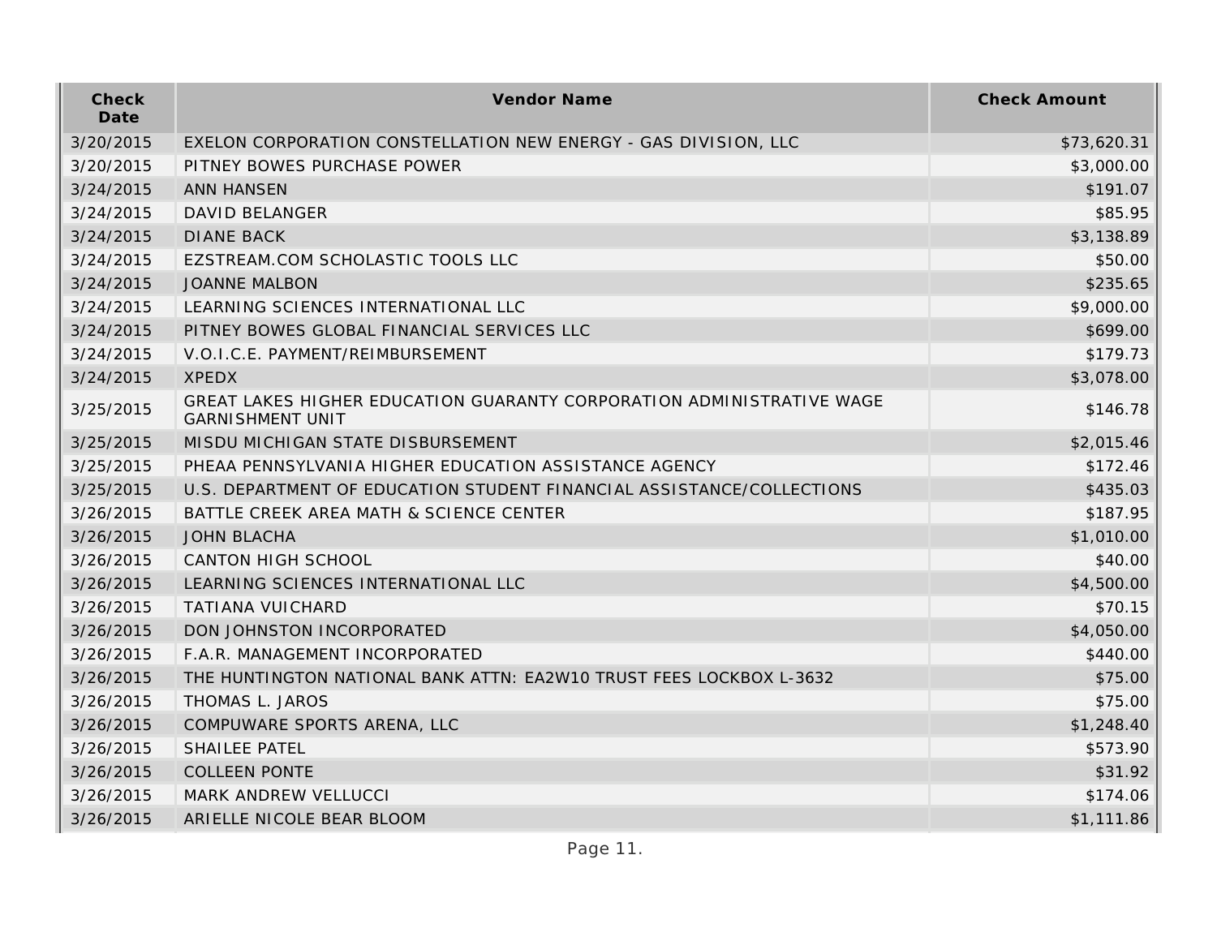| Check Date | Vendor Name | Check Amount |
|---|---|---|
| 3/20/2015 | EXELON CORPORATION CONSTELLATION NEW ENERGY - GAS DIVISION, LLC | $73,620.31 |
| 3/20/2015 | PITNEY BOWES PURCHASE POWER | $3,000.00 |
| 3/24/2015 | ANN HANSEN | $191.07 |
| 3/24/2015 | DAVID BELANGER | $85.95 |
| 3/24/2015 | DIANE BACK | $3,138.89 |
| 3/24/2015 | EZSTREAM.COM SCHOLASTIC TOOLS LLC | $50.00 |
| 3/24/2015 | JOANNE MALBON | $235.65 |
| 3/24/2015 | LEARNING SCIENCES INTERNATIONAL LLC | $9,000.00 |
| 3/24/2015 | PITNEY BOWES GLOBAL FINANCIAL SERVICES LLC | $699.00 |
| 3/24/2015 | V.O.I.C.E. PAYMENT/REIMBURSEMENT | $179.73 |
| 3/24/2015 | XPEDX | $3,078.00 |
| 3/25/2015 | GREAT LAKES HIGHER EDUCATION GUARANTY CORPORATION ADMINISTRATIVE WAGE GARNISHMENT UNIT | $146.78 |
| 3/25/2015 | MISDU MICHIGAN STATE DISBURSEMENT | $2,015.46 |
| 3/25/2015 | PHEAA PENNSYLVANIA HIGHER EDUCATION ASSISTANCE AGENCY | $172.46 |
| 3/25/2015 | U.S. DEPARTMENT OF EDUCATION STUDENT FINANCIAL ASSISTANCE/COLLECTIONS | $435.03 |
| 3/26/2015 | BATTLE CREEK AREA MATH & SCIENCE CENTER | $187.95 |
| 3/26/2015 | JOHN BLACHA | $1,010.00 |
| 3/26/2015 | CANTON HIGH SCHOOL | $40.00 |
| 3/26/2015 | LEARNING SCIENCES INTERNATIONAL LLC | $4,500.00 |
| 3/26/2015 | TATIANA VUICHARD | $70.15 |
| 3/26/2015 | DON JOHNSTON INCORPORATED | $4,050.00 |
| 3/26/2015 | F.A.R. MANAGEMENT INCORPORATED | $440.00 |
| 3/26/2015 | THE HUNTINGTON NATIONAL BANK ATTN: EA2W10 TRUST FEES LOCKBOX L-3632 | $75.00 |
| 3/26/2015 | THOMAS L. JAROS | $75.00 |
| 3/26/2015 | COMPUWARE SPORTS ARENA, LLC | $1,248.40 |
| 3/26/2015 | SHAILEE PATEL | $573.90 |
| 3/26/2015 | COLLEEN PONTE | $31.92 |
| 3/26/2015 | MARK ANDREW VELLUCCI | $174.06 |
| 3/26/2015 | ARIELLE NICOLE BEAR BLOOM | $1,111.86 |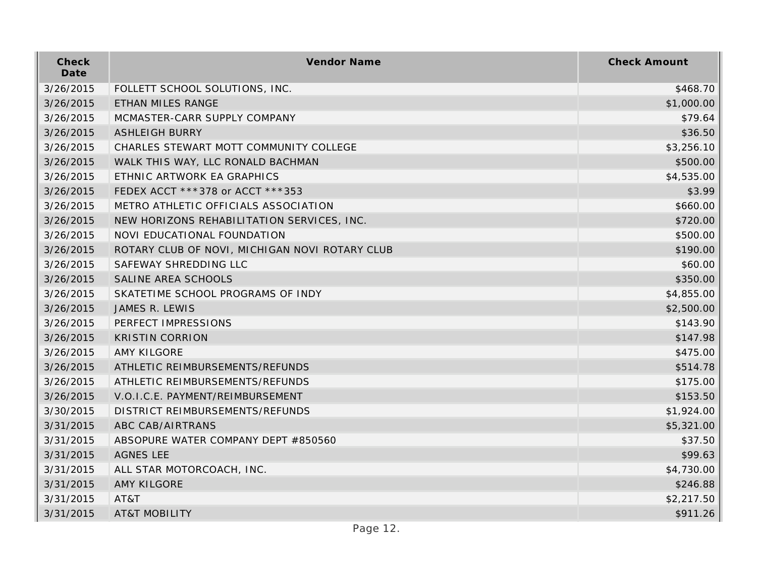| Check Date | Vendor Name | Check Amount |
|---|---|---|
| 3/26/2015 | FOLLETT SCHOOL SOLUTIONS, INC. | $468.70 |
| 3/26/2015 | ETHAN MILES RANGE | $1,000.00 |
| 3/26/2015 | MCMASTER-CARR SUPPLY COMPANY | $79.64 |
| 3/26/2015 | ASHLEIGH BURRY | $36.50 |
| 3/26/2015 | CHARLES STEWART MOTT COMMUNITY COLLEGE | $3,256.10 |
| 3/26/2015 | WALK THIS WAY, LLC RONALD BACHMAN | $500.00 |
| 3/26/2015 | ETHNIC ARTWORK EA GRAPHICS | $4,535.00 |
| 3/26/2015 | FEDEX ACCT ***378 or ACCT ***353 | $3.99 |
| 3/26/2015 | METRO ATHLETIC OFFICIALS ASSOCIATION | $660.00 |
| 3/26/2015 | NEW HORIZONS REHABILITATION SERVICES, INC. | $720.00 |
| 3/26/2015 | NOVI EDUCATIONAL FOUNDATION | $500.00 |
| 3/26/2015 | ROTARY CLUB OF NOVI, MICHIGAN NOVI ROTARY CLUB | $190.00 |
| 3/26/2015 | SAFEWAY SHREDDING LLC | $60.00 |
| 3/26/2015 | SALINE AREA SCHOOLS | $350.00 |
| 3/26/2015 | SKATETIME SCHOOL PROGRAMS OF INDY | $4,855.00 |
| 3/26/2015 | JAMES R. LEWIS | $2,500.00 |
| 3/26/2015 | PERFECT IMPRESSIONS | $143.90 |
| 3/26/2015 | KRISTIN CORRION | $147.98 |
| 3/26/2015 | AMY KILGORE | $475.00 |
| 3/26/2015 | ATHLETIC REIMBURSEMENTS/REFUNDS | $514.78 |
| 3/26/2015 | ATHLETIC REIMBURSEMENTS/REFUNDS | $175.00 |
| 3/26/2015 | V.O.I.C.E. PAYMENT/REIMBURSEMENT | $153.50 |
| 3/30/2015 | DISTRICT REIMBURSEMENTS/REFUNDS | $1,924.00 |
| 3/31/2015 | ABC CAB/AIRTRANS | $5,321.00 |
| 3/31/2015 | ABSOPURE WATER COMPANY DEPT #850560 | $37.50 |
| 3/31/2015 | AGNES LEE | $99.63 |
| 3/31/2015 | ALL STAR MOTORCOACH, INC. | $4,730.00 |
| 3/31/2015 | AMY KILGORE | $246.88 |
| 3/31/2015 | AT&T | $2,217.50 |
| 3/31/2015 | AT&T MOBILITY | $911.26 |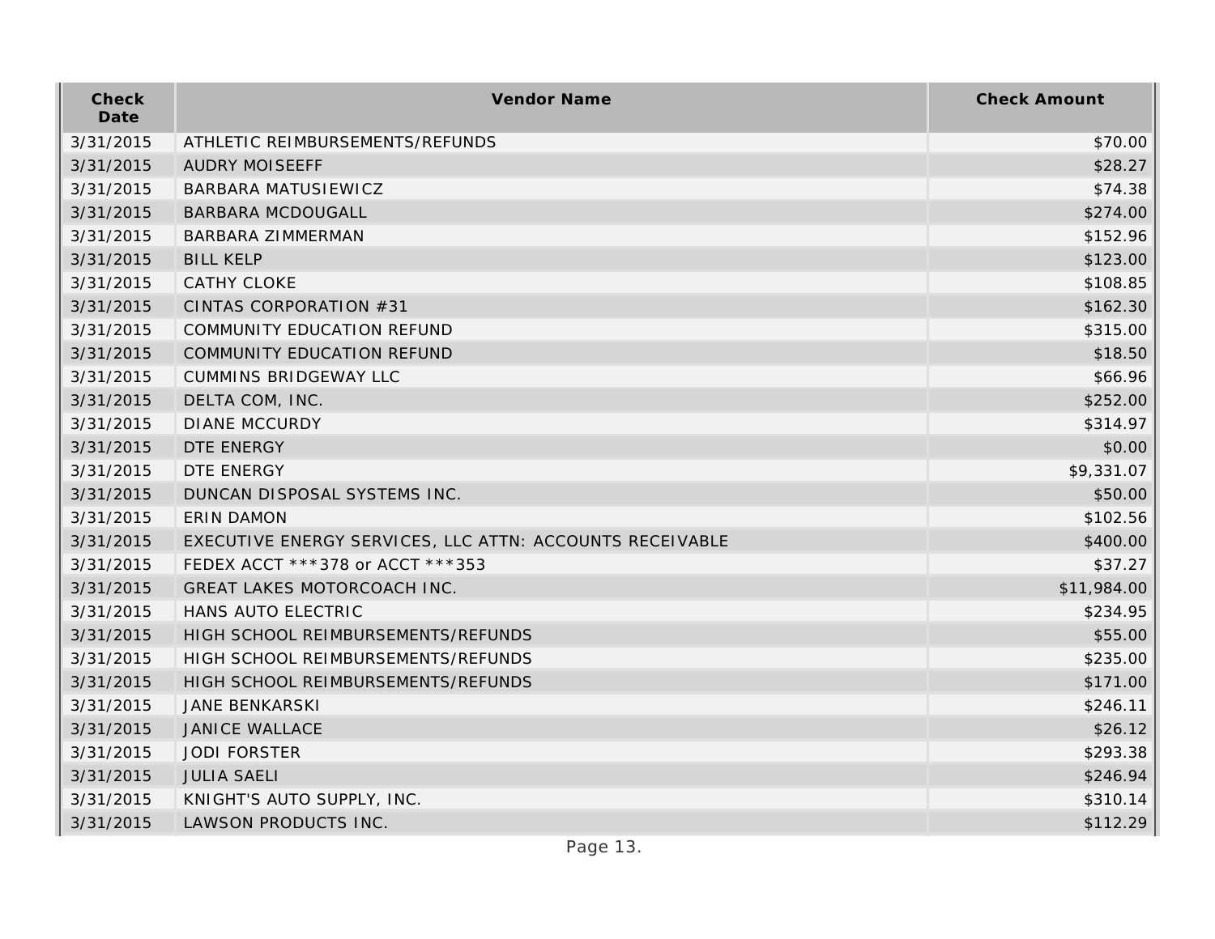| Check Date | Vendor Name | Check Amount |
| --- | --- | --- |
| 3/31/2015 | ATHLETIC REIMBURSEMENTS/REFUNDS | $70.00 |
| 3/31/2015 | AUDRY MOISEEFF | $28.27 |
| 3/31/2015 | BARBARA MATUSIEWICZ | $74.38 |
| 3/31/2015 | BARBARA MCDOUGALL | $274.00 |
| 3/31/2015 | BARBARA ZIMMERMAN | $152.96 |
| 3/31/2015 | BILL KELP | $123.00 |
| 3/31/2015 | CATHY CLOKE | $108.85 |
| 3/31/2015 | CINTAS CORPORATION #31 | $162.30 |
| 3/31/2015 | COMMUNITY EDUCATION REFUND | $315.00 |
| 3/31/2015 | COMMUNITY EDUCATION REFUND | $18.50 |
| 3/31/2015 | CUMMINS BRIDGEWAY LLC | $66.96 |
| 3/31/2015 | DELTA COM, INC. | $252.00 |
| 3/31/2015 | DIANE MCCURDY | $314.97 |
| 3/31/2015 | DTE ENERGY | $0.00 |
| 3/31/2015 | DTE ENERGY | $9,331.07 |
| 3/31/2015 | DUNCAN DISPOSAL SYSTEMS INC. | $50.00 |
| 3/31/2015 | ERIN DAMON | $102.56 |
| 3/31/2015 | EXECUTIVE ENERGY SERVICES, LLC ATTN: ACCOUNTS RECEIVABLE | $400.00 |
| 3/31/2015 | FEDEX ACCT ***378 or ACCT ***353 | $37.27 |
| 3/31/2015 | GREAT LAKES MOTORCOACH INC. | $11,984.00 |
| 3/31/2015 | HANS AUTO ELECTRIC | $234.95 |
| 3/31/2015 | HIGH SCHOOL REIMBURSEMENTS/REFUNDS | $55.00 |
| 3/31/2015 | HIGH SCHOOL REIMBURSEMENTS/REFUNDS | $235.00 |
| 3/31/2015 | HIGH SCHOOL REIMBURSEMENTS/REFUNDS | $171.00 |
| 3/31/2015 | JANE BENKARSKI | $246.11 |
| 3/31/2015 | JANICE WALLACE | $26.12 |
| 3/31/2015 | JODI FORSTER | $293.38 |
| 3/31/2015 | JULIA SAELI | $246.94 |
| 3/31/2015 | KNIGHT'S AUTO SUPPLY, INC. | $310.14 |
| 3/31/2015 | LAWSON PRODUCTS INC. | $112.29 |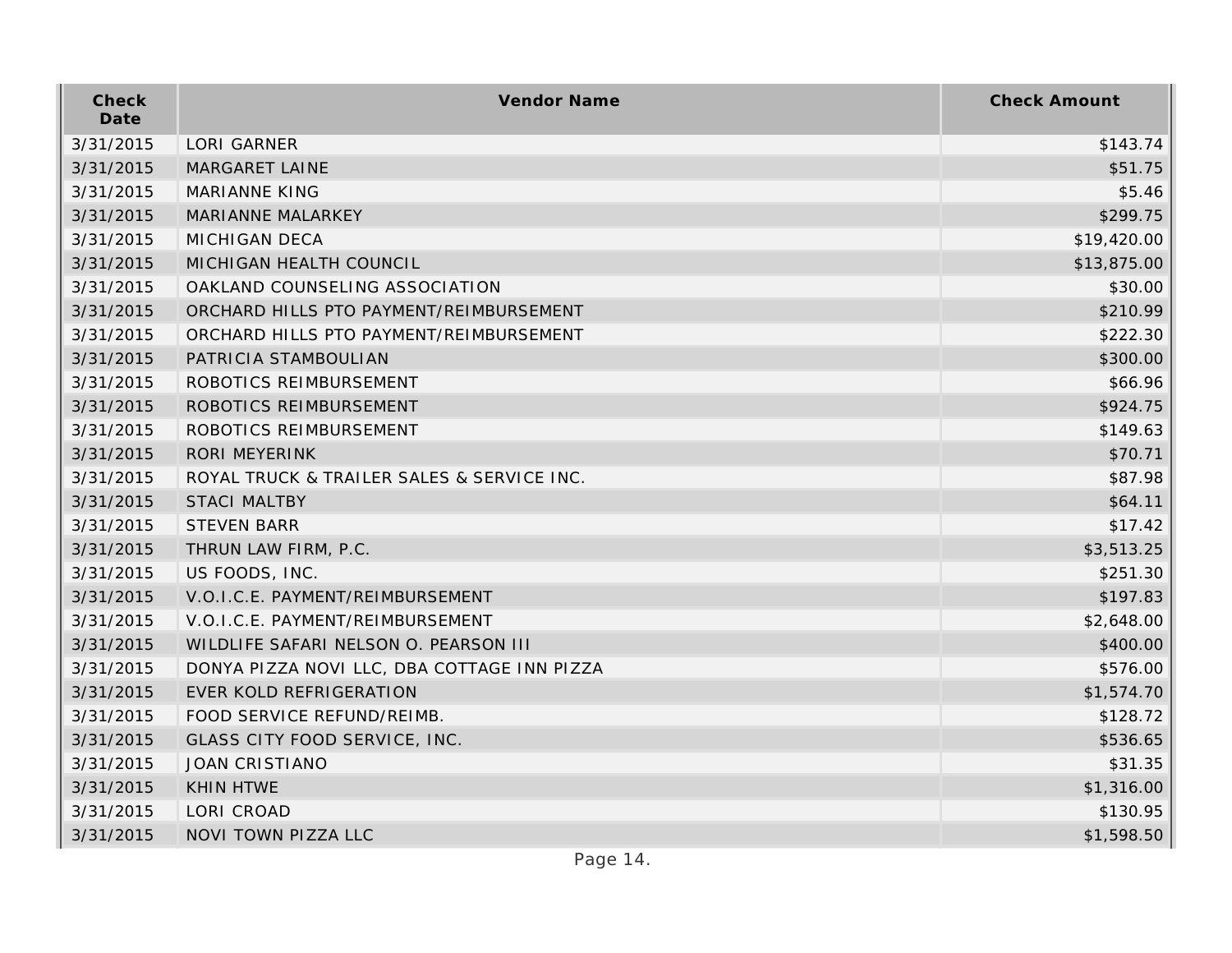| Check Date | Vendor Name | Check Amount |
|---|---|---|
| 3/31/2015 | LORI GARNER | $143.74 |
| 3/31/2015 | MARGARET LAINE | $51.75 |
| 3/31/2015 | MARIANNE KING | $5.46 |
| 3/31/2015 | MARIANNE MALARKEY | $299.75 |
| 3/31/2015 | MICHIGAN DECA | $19,420.00 |
| 3/31/2015 | MICHIGAN HEALTH COUNCIL | $13,875.00 |
| 3/31/2015 | OAKLAND COUNSELING ASSOCIATION | $30.00 |
| 3/31/2015 | ORCHARD HILLS PTO PAYMENT/REIMBURSEMENT | $210.99 |
| 3/31/2015 | ORCHARD HILLS PTO PAYMENT/REIMBURSEMENT | $222.30 |
| 3/31/2015 | PATRICIA STAMBOULIAN | $300.00 |
| 3/31/2015 | ROBOTICS REIMBURSEMENT | $66.96 |
| 3/31/2015 | ROBOTICS REIMBURSEMENT | $924.75 |
| 3/31/2015 | ROBOTICS REIMBURSEMENT | $149.63 |
| 3/31/2015 | RORI MEYERINK | $70.71 |
| 3/31/2015 | ROYAL TRUCK & TRAILER SALES & SERVICE INC. | $87.98 |
| 3/31/2015 | STACI MALTBY | $64.11 |
| 3/31/2015 | STEVEN BARR | $17.42 |
| 3/31/2015 | THRUN LAW FIRM, P.C. | $3,513.25 |
| 3/31/2015 | US FOODS, INC. | $251.30 |
| 3/31/2015 | V.O.I.C.E. PAYMENT/REIMBURSEMENT | $197.83 |
| 3/31/2015 | V.O.I.C.E. PAYMENT/REIMBURSEMENT | $2,648.00 |
| 3/31/2015 | WILDLIFE SAFARI NELSON O. PEARSON III | $400.00 |
| 3/31/2015 | DONYA PIZZA NOVI LLC, DBA COTTAGE INN PIZZA | $576.00 |
| 3/31/2015 | EVER KOLD REFRIGERATION | $1,574.70 |
| 3/31/2015 | FOOD SERVICE REFUND/REIMB. | $128.72 |
| 3/31/2015 | GLASS CITY FOOD SERVICE, INC. | $536.65 |
| 3/31/2015 | JOAN CRISTIANO | $31.35 |
| 3/31/2015 | KHIN HTWE | $1,316.00 |
| 3/31/2015 | LORI CROAD | $130.95 |
| 3/31/2015 | NOVI TOWN PIZZA LLC | $1,598.50 |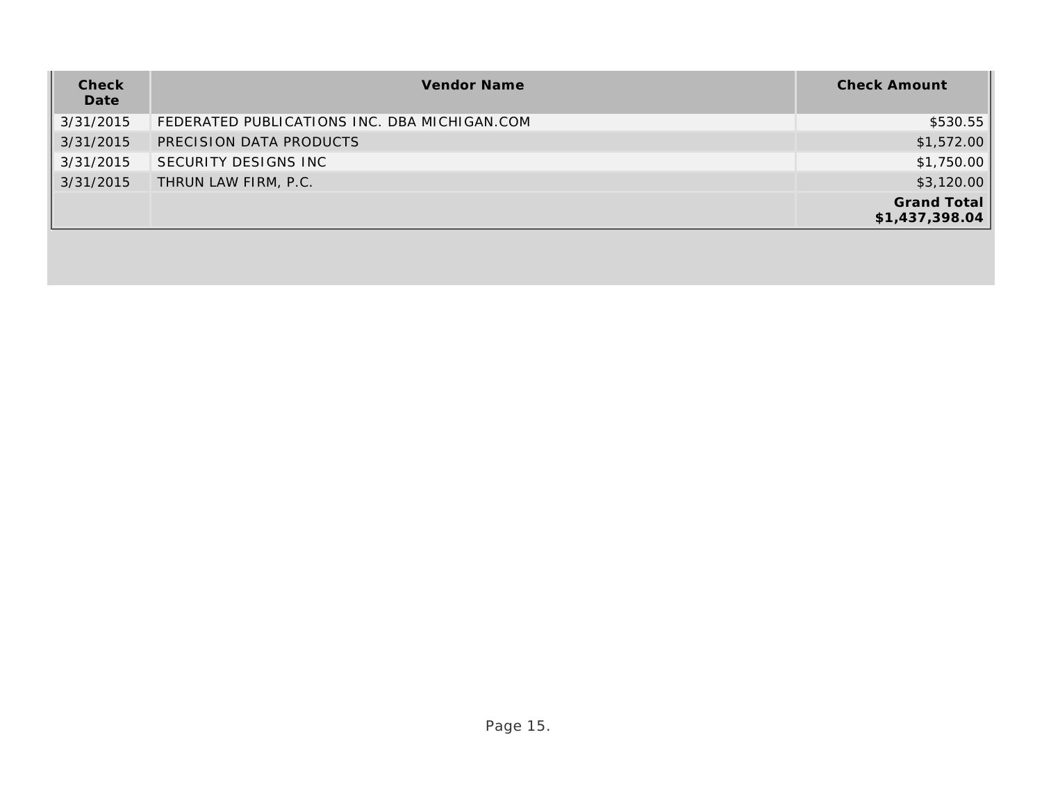| Check Date | Vendor Name | Check Amount |
|---|---|---|
| 3/31/2015 | FEDERATED PUBLICATIONS INC. DBA MICHIGAN.COM | $530.55 |
| 3/31/2015 | PRECISION DATA PRODUCTS | $1,572.00 |
| 3/31/2015 | SECURITY DESIGNS INC | $1,750.00 |
| 3/31/2015 | THRUN LAW FIRM, P.C. | $3,120.00 |
| | | **Grand Total $1,437,398.04** |